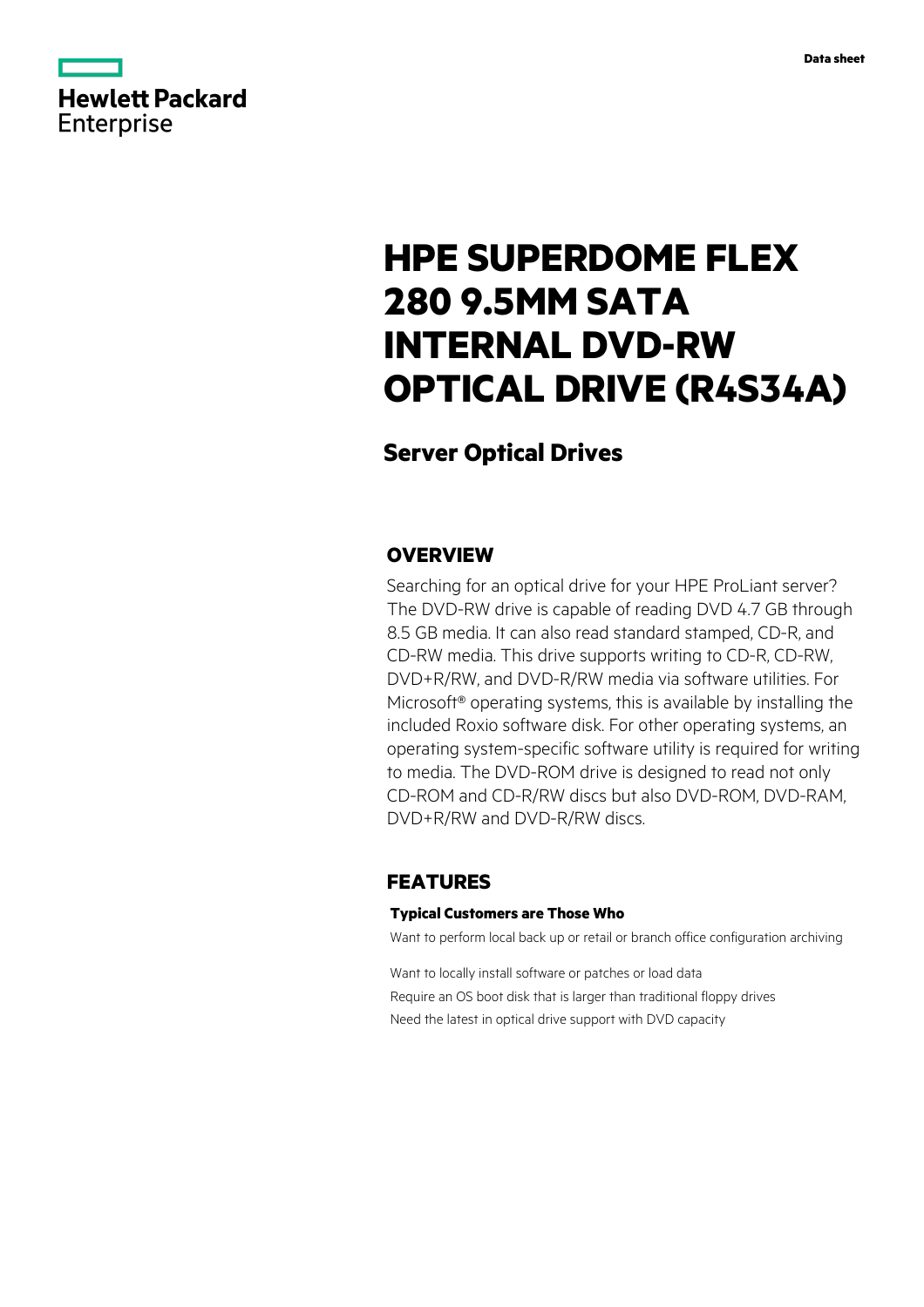Hewlett Packard Enterprise

Data sheet

# HPE SUPERDOME FLEX 280 9.5MM SATA INTERNAL DVD-RW OPTICAL DRIVE (R4S34A)

## Server Optical Drives

## OVERVIEW

Searching for an optical drive for your HPE ProLiant server? The DVD-RW drive is capable of reading DVD 4.7 GB through 8.5 GB media. It can also read standard stamped, CD-R, and CD-RW media. This drive supports writing to CD-R, CD-RW, DVD+R/RW, and DVD-R/RW media via software utilities. For Microsoft® operating systems, this is available by installing the included Roxio software disk. For other operating systems, an operating system-specific software utility is required for writing to media. The DVD-ROM drive is designed to read not only CD-ROM and CD-R/RW discs but also DVD-ROM, DVD-RAM, DVD+R/RW and DVD-R/RW discs.

## FEATURES

### Typical Customers are Those Who

Want to perform local back up or retail or branch office configuration archiving

Want to locally install software or patches or load data

Require an OS boot disk that is larger than traditional floppy drives

Need the latest in optical drive support with DVD capacity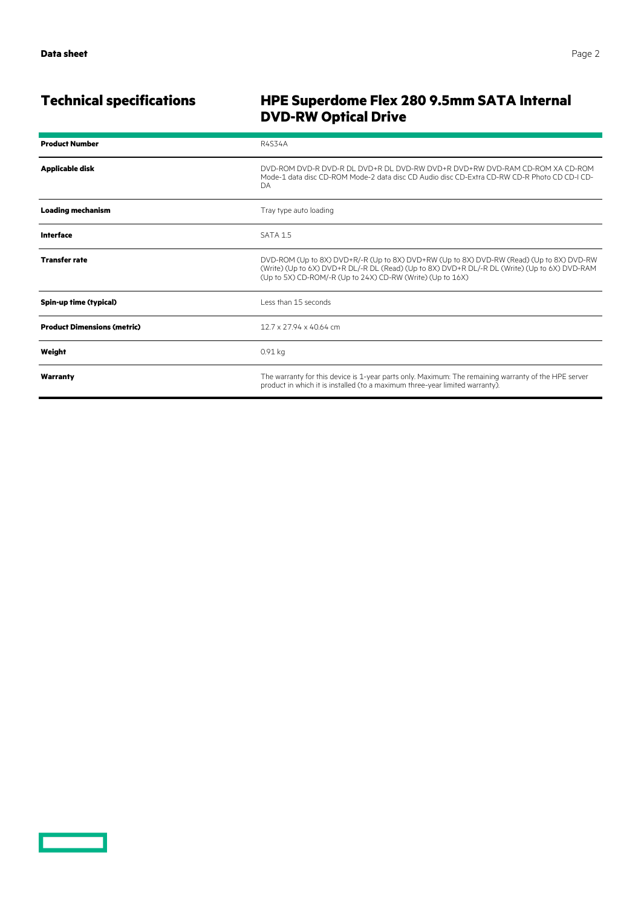## Technical specifications

## HPE Superdome Flex 280 9.5mm SATA Internal DVD-RW Optical Drive

| | |
|---|---|
| **Product Number** | R4S34A |
| **Applicable disk** | DVD-ROM DVD-R DVD-R DL DVD+R DL DVD-RW DVD+R DVD+RW DVD-RAM CD-ROM XA CD-ROM Mode-1 data disc CD-ROM Mode-2 data disc CD Audio disc CD-Extra CD-RW CD-R Photo CD CD-I CD-DA |
| **Loading mechanism** | Tray type auto loading |
| **Interface** | SATA 1.5 |
| **Transfer rate** | DVD-ROM (Up to 8X) DVD+R/-R (Up to 8X) DVD+RW (Up to 8X) DVD-RW (Read) (Up to 8X) DVD-RW (Write) (Up to 6X) DVD+R DL/-R DL (Read) (Up to 8X) DVD+R DL/-R DL (Write) (Up to 6X) DVD-RAM (Up to 5X) CD-ROM/-R (Up to 24X) CD-RW (Write) (Up to 16X) |
| **Spin-up time (typical)** | Less than 15 seconds |
| **Product Dimensions (metric)** | 12.7 x 27.94 x 40.64 cm |
| **Weight** | 0.91 kg |
| **Warranty** | The warranty for this device is 1-year parts only. Maximum: The remaining warranty of the HPE server product in which it is installed (to a maximum three-year limited warranty). |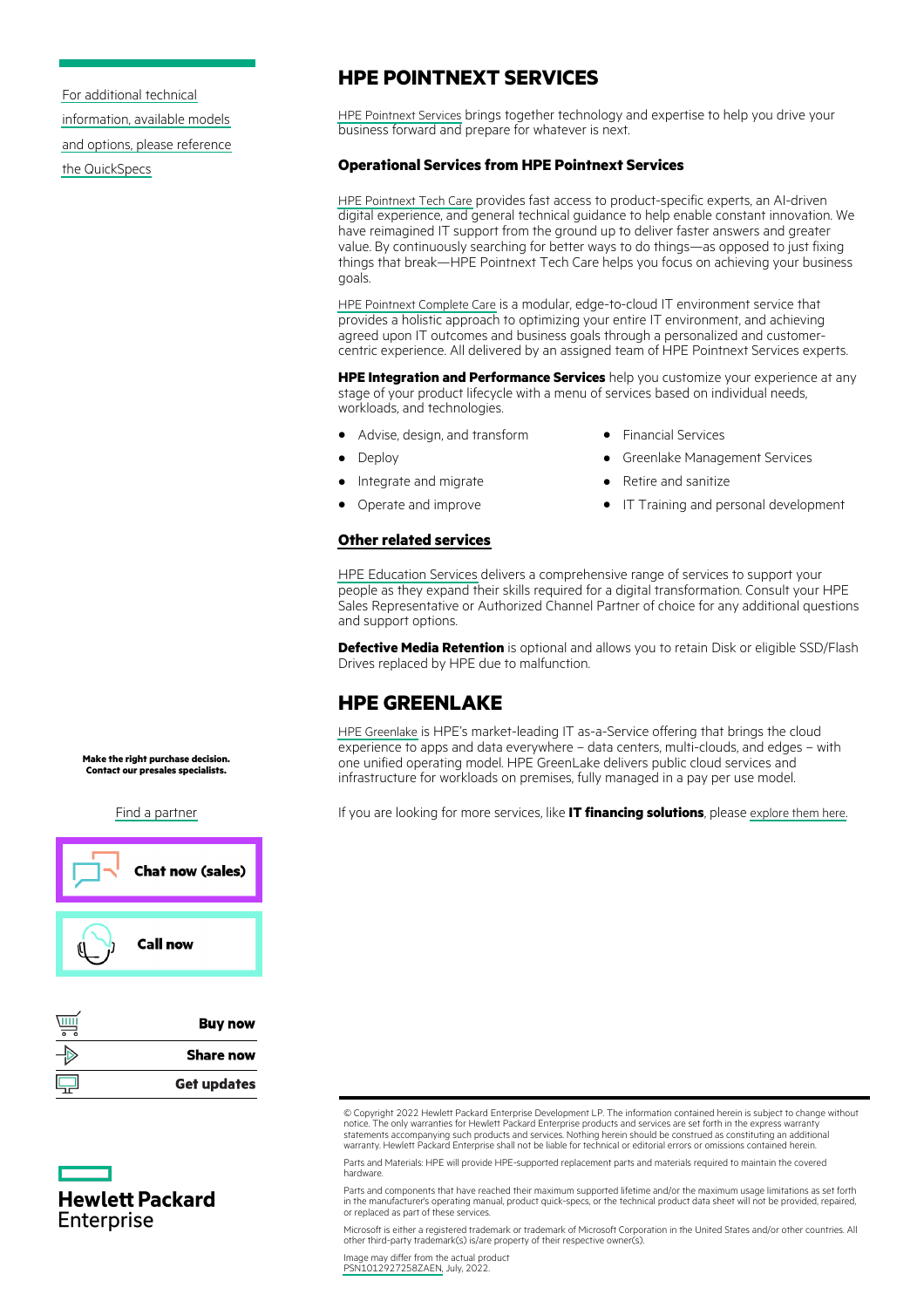For additional technical information, available models and options, please reference the QuickSpecs

## HPE POINTNEXT SERVICES

HPE Pointnext Services brings together technology and expertise to help you drive your business forward and prepare for whatever is next.

### Operational Services from HPE Pointnext Services

HPE Pointnext Tech Care provides fast access to product-specific experts, an AI-driven digital experience, and general technical guidance to help enable constant innovation. We have reimagined IT support from the ground up to deliver faster answers and greater value. By continuously searching for better ways to do things—as opposed to just fixing things that break—HPE Pointnext Tech Care helps you focus on achieving your business goals.

HPE Pointnext Complete Care is a modular, edge-to-cloud IT environment service that provides a holistic approach to optimizing your entire IT environment, and achieving agreed upon IT outcomes and business goals through a personalized and customer-centric experience. All delivered by an assigned team of HPE Pointnext Services experts.

**HPE Integration and Performance Services** help you customize your experience at any stage of your product lifecycle with a menu of services based on individual needs, workloads, and technologies.

- Advise, design, and transform
- Deploy
- Integrate and migrate
- Operate and improve
- Financial Services
- Greenlake Management Services
- Retire and sanitize
- IT Training and personal development

### Other related services

HPE Education Services delivers a comprehensive range of services to support your people as they expand their skills required for a digital transformation. Consult your HPE Sales Representative or Authorized Channel Partner of choice for any additional questions and support options.

**Defective Media Retention** is optional and allows you to retain Disk or eligible SSD/Flash Drives replaced by HPE due to malfunction.

## HPE GREENLAKE

HPE Greenlake is HPE's market-leading IT as-a-Service offering that brings the cloud experience to apps and data everywhere – data centers, multi-clouds, and edges – with one unified operating model. HPE GreenLake delivers public cloud services and infrastructure for workloads on premises, fully managed in a pay per use model.

If you are looking for more services, like **IT financing solutions**, please explore them here.

**Make the right purchase decision. Contact our presales specialists.**

Find a partner

Chat now (sales)

Call now

Buy now

Share now

Get updates

© Copyright 2022 Hewlett Packard Enterprise Development LP. The information contained herein is subject to change without notice. The only warranties for Hewlett Packard Enterprise products and services are set forth in the express warranty statements accompanying such products and services. Nothing herein should be construed as constituting an additional warranty. Hewlett Packard Enterprise shall not be liable for technical or editorial errors or omissions contained herein.

Parts and Materials: HPE will provide HPE-supported replacement parts and materials required to maintain the covered hardware.

Parts and components that have reached their maximum supported lifetime and/or the maximum usage limitations as set forth in the manufacturer's operating manual, product quick-specs, or the technical product data sheet will not be provided, repaired, or replaced as part of these services.

Microsoft is either a registered trademark or trademark of Microsoft Corporation in the United States and/or other countries. All other third-party trademark(s) is/are property of their respective owner(s).

Image may differ from the actual product

PSN1012927258ZAEN, July, 2022.

Hewlett Packard Enterprise